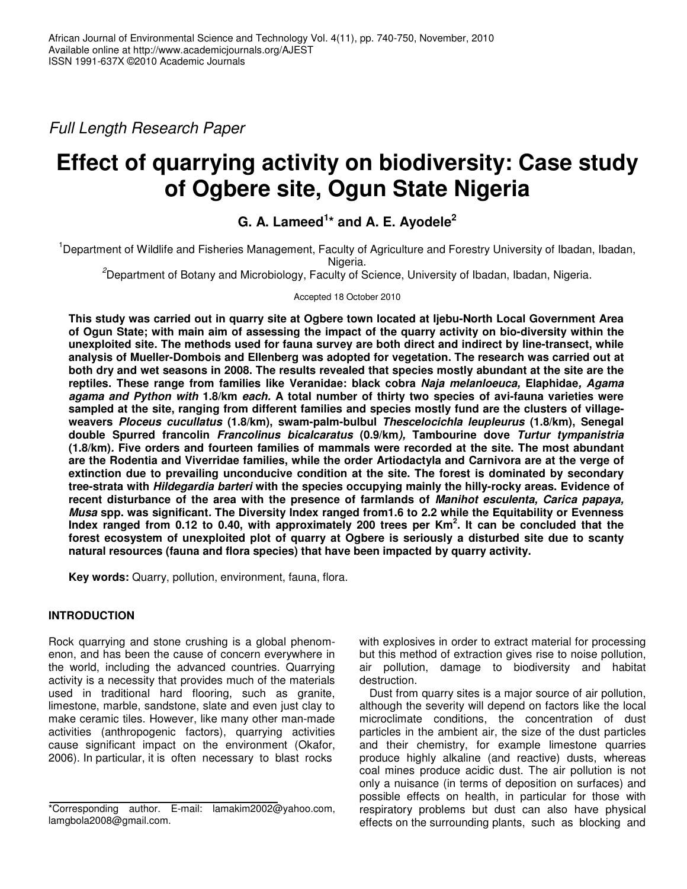Full Length Research Paper

# Effect of quarrying activity on biodiversity: Case study of Ogbere site, Ogun State Nigeria

**G. A. Lameed[1]* and A. E. Ayodele[2]**

[1]Department of Wildlife and Fisheries Management, Faculty of Agriculture and Forestry University of Ibadan, Ibadan, Nigeria.

[2]Department of Botany and Microbiology, Faculty of Science, University of Ibadan, Ibadan, Nigeria.

Accepted 18 October 2010

**This study was carried out in quarry site at Ogbere town located at Ijebu-North Local Government Area of Ogun State; with main aim of assessing the impact of the quarry activity on bio-diversity within the unexploited site. The methods used for fauna survey are both direct and indirect by line-transect, while analysis of Mueller-Dombois and Ellenberg was adopted for vegetation. The research was carried out at both dry and wet seasons in 2008. The results revealed that species mostly abundant at the site are the reptiles. These range from families like Veranidae: black cobra *Naja melanloeuca,* Elaphidae*, Agama agama and Python with* 1.8/km *each.* A total number of thirty two species of avi-fauna varieties were sampled at the site, ranging from different families and species mostly fund are the clusters of village-weavers *Ploceus cucullatus* (1.8/km), swam-palm-bulbul *Thescelocichla leupleurus* (1.8/km), Senegal double Spurred francolin *Francolinus bicalcaratus* (0.9/km*),* Tambourine dove *Turtur tympanistria* (1.8/km)*.* Five orders and fourteen families of mammals were recorded at the site. The most abundant are the Rodentia and Viverridae families, while the order Artiodactyla and Carnivora are at the verge of extinction due to prevailing unconducive condition at the site. The forest is dominated by secondary tree-strata with *Hildegardia barteri* with the species occupying mainly the hilly-rocky areas. Evidence of recent disturbance of the area with the presence of farmlands of *Manihot esculenta, Carica papaya, Musa* spp. was significant. The Diversity Index ranged from1.6 to 2.2 while the Equitability or Evenness Index ranged from 0.12 to 0.40, with approximately 200 trees per Km$^2$. It can be concluded that the forest ecosystem of unexploited plot of quarry at Ogbere is seriously a disturbed site due to scanty natural resources (fauna and flora species) that have been impacted by quarry activity.**

**Key words:** Quarry, pollution, environment, fauna, flora.

## INTRODUCTION

Rock quarrying and stone crushing is a global phenomenon, and has been the cause of concern everywhere in the world, including the advanced countries. Quarrying activity is a necessity that provides much of the materials used in traditional hard flooring, such as granite, limestone, marble, sandstone, slate and even just clay to make ceramic tiles. However, like many other man-made activities (anthropogenic factors), quarrying activities cause significant impact on the environment (Okafor, 2006). In particular, it is often necessary to blast rocks with explosives in order to extract material for processing but this method of extraction gives rise to noise pollution, air pollution, damage to biodiversity and habitat destruction.

Dust from quarry sites is a major source of air pollution, although the severity will depend on factors like the local microclimate conditions, the concentration of dust particles in the ambient air, the size of the dust particles and their chemistry, for example limestone quarries produce highly alkaline (and reactive) dusts, whereas coal mines produce acidic dust. The air pollution is not only a nuisance (in terms of deposition on surfaces) and possible effects on health, in particular for those with respiratory problems but dust can also have physical effects on the surrounding plants, such as blocking and

*Corresponding author. E-mail: lamakim2002@yahoo.com, lamgbola2008@gmail.com.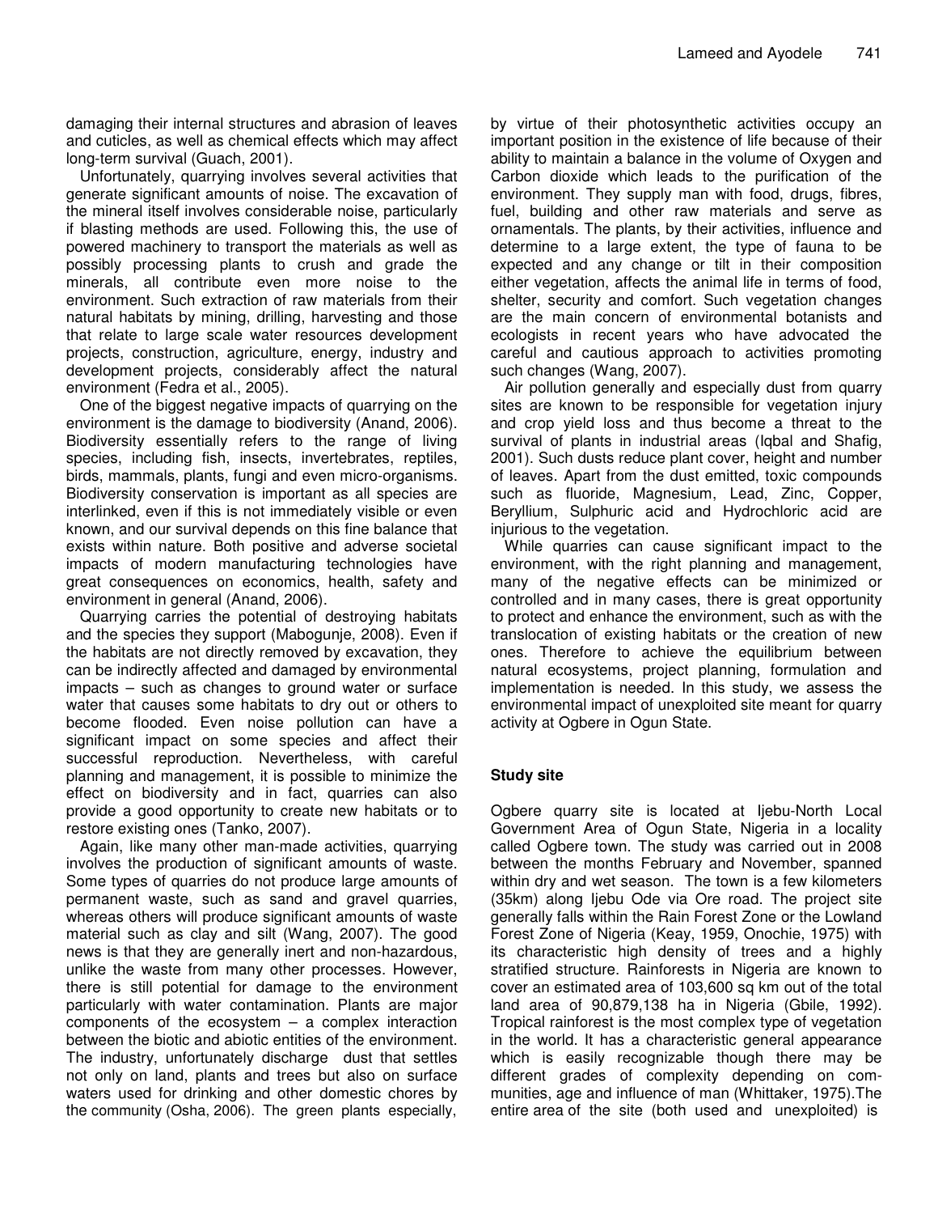damaging their internal structures and abrasion of leaves and cuticles, as well as chemical effects which may affect long-term survival (Guach, 2001).

Unfortunately, quarrying involves several activities that generate significant amounts of noise. The excavation of the mineral itself involves considerable noise, particularly if blasting methods are used. Following this, the use of powered machinery to transport the materials as well as possibly processing plants to crush and grade the minerals, all contribute even more noise to the environment. Such extraction of raw materials from their natural habitats by mining, drilling, harvesting and those that relate to large scale water resources development projects, construction, agriculture, energy, industry and development projects, considerably affect the natural environment (Fedra et al., 2005).

One of the biggest negative impacts of quarrying on the environment is the damage to biodiversity (Anand, 2006). Biodiversity essentially refers to the range of living species, including fish, insects, invertebrates, reptiles, birds, mammals, plants, fungi and even micro-organisms. Biodiversity conservation is important as all species are interlinked, even if this is not immediately visible or even known, and our survival depends on this fine balance that exists within nature. Both positive and adverse societal impacts of modern manufacturing technologies have great consequences on economics, health, safety and environment in general (Anand, 2006).

Quarrying carries the potential of destroying habitats and the species they support (Mabogunje, 2008). Even if the habitats are not directly removed by excavation, they can be indirectly affected and damaged by environmental impacts – such as changes to ground water or surface water that causes some habitats to dry out or others to become flooded. Even noise pollution can have a significant impact on some species and affect their successful reproduction. Nevertheless, with careful planning and management, it is possible to minimize the effect on biodiversity and in fact, quarries can also provide a good opportunity to create new habitats or to restore existing ones (Tanko, 2007).

Again, like many other man-made activities, quarrying involves the production of significant amounts of waste. Some types of quarries do not produce large amounts of permanent waste, such as sand and gravel quarries, whereas others will produce significant amounts of waste material such as clay and silt (Wang, 2007). The good news is that they are generally inert and non-hazardous, unlike the waste from many other processes. However, there is still potential for damage to the environment particularly with water contamination. Plants are major components of the ecosystem – a complex interaction between the biotic and abiotic entities of the environment. The industry, unfortunately discharge dust that settles not only on land, plants and trees but also on surface waters used for drinking and other domestic chores by the community (Osha, 2006). The green plants especially, by virtue of their photosynthetic activities occupy an important position in the existence of life because of their ability to maintain a balance in the volume of Oxygen and Carbon dioxide which leads to the purification of the environment. They supply man with food, drugs, fibres, fuel, building and other raw materials and serve as ornamentals. The plants, by their activities, influence and determine to a large extent, the type of fauna to be expected and any change or tilt in their composition either vegetation, affects the animal life in terms of food, shelter, security and comfort. Such vegetation changes are the main concern of environmental botanists and ecologists in recent years who have advocated the careful and cautious approach to activities promoting such changes (Wang, 2007).

Air pollution generally and especially dust from quarry sites are known to be responsible for vegetation injury and crop yield loss and thus become a threat to the survival of plants in industrial areas (Iqbal and Shafig, 2001). Such dusts reduce plant cover, height and number of leaves. Apart from the dust emitted, toxic compounds such as fluoride, Magnesium, Lead, Zinc, Copper, Beryllium, Sulphuric acid and Hydrochloric acid are injurious to the vegetation.

While quarries can cause significant impact to the environment, with the right planning and management, many of the negative effects can be minimized or controlled and in many cases, there is great opportunity to protect and enhance the environment, such as with the translocation of existing habitats or the creation of new ones. Therefore to achieve the equilibrium between natural ecosystems, project planning, formulation and implementation is needed. In this study, we assess the environmental impact of unexploited site meant for quarry activity at Ogbere in Ogun State.

## Study site

Ogbere quarry site is located at Ijebu-North Local Government Area of Ogun State, Nigeria in a locality called Ogbere town. The study was carried out in 2008 between the months February and November, spanned within dry and wet season. The town is a few kilometers (35km) along Ijebu Ode via Ore road. The project site generally falls within the Rain Forest Zone or the Lowland Forest Zone of Nigeria (Keay, 1959, Onochie, 1975) with its characteristic high density of trees and a highly stratified structure. Rainforests in Nigeria are known to cover an estimated area of 103,600 sq km out of the total land area of 90,879,138 ha in Nigeria (Gbile, 1992). Tropical rainforest is the most complex type of vegetation in the world. It has a characteristic general appearance which is easily recognizable though there may be different grades of complexity depending on communities, age and influence of man (Whittaker, 1975).The entire area of the site (both used and unexploited) is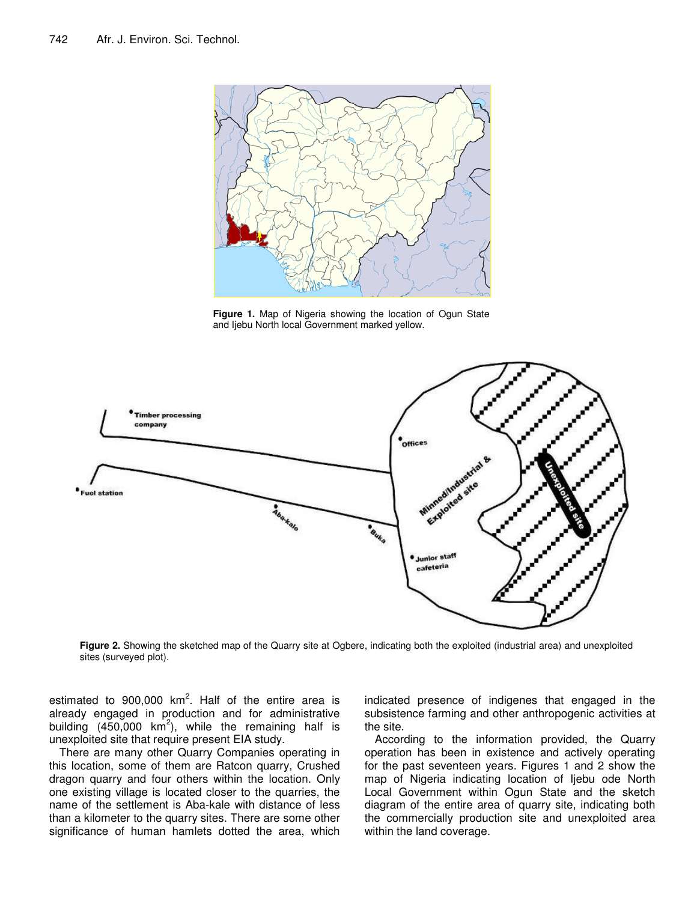**Figure 1.** Map of Nigeria showing the location of Ogun State and Ijebu North local Government marked yellow.

**Figure 2.** Showing the sketched map of the Quarry site at Ogbere, indicating both the exploited (industrial area) and unexploited sites (surveyed plot).

estimated to 900,000 km$^2$. Half of the entire area is already engaged in production and for administrative building (450,000 km$^2$), while the remaining half is unexploited site that require present EIA study.

There are many other Quarry Companies operating in this location, some of them are Ratcon quarry, Crushed dragon quarry and four others within the location. Only one existing village is located closer to the quarries, the name of the settlement is Aba-kale with distance of less than a kilometer to the quarry sites. There are some other significance of human hamlets dotted the area, which indicated presence of indigenes that engaged in the subsistence farming and other anthropogenic activities at the site.

According to the information provided, the Quarry operation has been in existence and actively operating for the past seventeen years. Figures 1 and 2 show the map of Nigeria indicating location of Ijebu ode North Local Government within Ogun State and the sketch diagram of the entire area of quarry site, indicating both the commercially production site and unexploited area within the land coverage.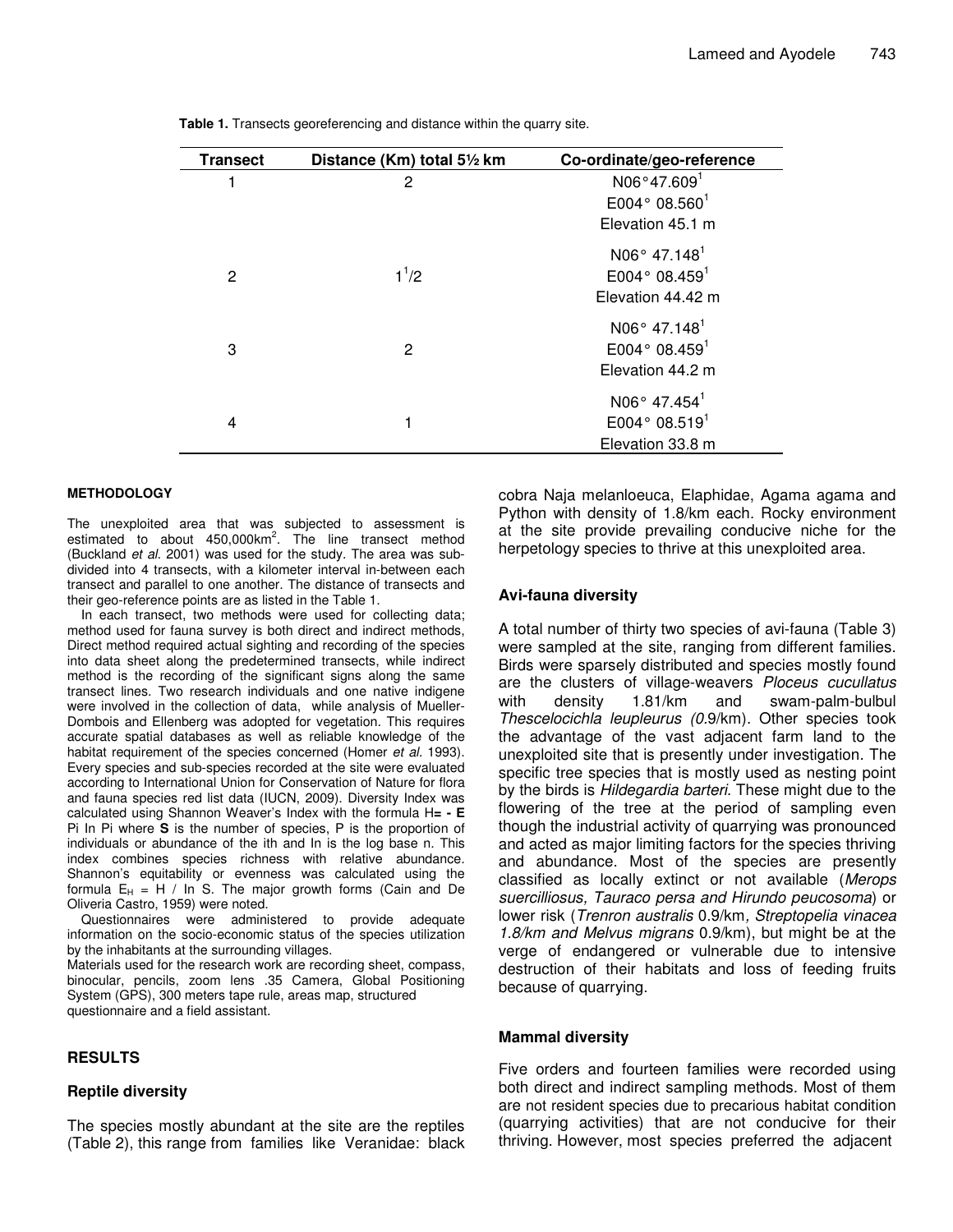**Table 1.** Transects georeferencing and distance within the quarry site.

| Transect | Distance (Km) total 5½ km | Co-ordinate/geo-reference |
|---|---|---|
| 1 | 2 | N06°47.609[1]<br>E004° 08.560[1]<br>Elevation 45.1 m |
| 2 | $1^1/2$ | N06° 47.148[1]<br>E004° 08.459[1]<br>Elevation 44.42 m |
| 3 | 2 | N06° 47.148[1]<br>E004° 08.459[1]<br>Elevation 44.2 m |
| 4 | 1 | N06° 47.454[1]<br>E004° 08.519[1]<br>Elevation 33.8 m |

#### METHODOLOGY

The unexploited area that was subjected to assessment is estimated to about 450,000km$^2$. The line transect method (Buckland *et al*. 2001) was used for the study. The area was sub-divided into 4 transects, with a kilometer interval in-between each transect and parallel to one another. The distance of transects and their geo-reference points are as listed in the Table 1.

In each transect, two methods were used for collecting data; method used for fauna survey is both direct and indirect methods, Direct method required actual sighting and recording of the species into data sheet along the predetermined transects, while indirect method is the recording of the significant signs along the same transect lines. Two research individuals and one native indigene were involved in the collection of data, while analysis of Mueller-Dombois and Ellenberg was adopted for vegetation. This requires accurate spatial databases as well as reliable knowledge of the habitat requirement of the species concerned (Homer *et al*. 1993). Every species and sub-species recorded at the site were evaluated according to International Union for Conservation of Nature for flora and fauna species red list data (IUCN, 2009). Diversity Index was calculated using Shannon Weaver's Index with the formula H**= - E** Pi In Pi where **S** is the number of species, P is the proportion of individuals or abundance of the ith and In is the log base n. This index combines species richness with relative abundance. Shannon's equitability or evenness was calculated using the formula $E_H$ = H / In S. The major growth forms (Cain and De Oliveria Castro, 1959) were noted.

Questionnaires were administered to provide adequate information on the socio-economic status of the species utilization by the inhabitants at the surrounding villages.

Materials used for the research work are recording sheet, compass, binocular, pencils, zoom lens .35 Camera, Global Positioning System (GPS), 300 meters tape rule, areas map, structured questionnaire and a field assistant.

## RESULTS

### Reptile diversity

The species mostly abundant at the site are the reptiles (Table 2), this range from families like Veranidae: black cobra Naja melanloeuca, Elaphidae, Agama agama and Python with density of 1.8/km each. Rocky environment at the site provide prevailing conducive niche for the herpetology species to thrive at this unexploited area.

### Avi-fauna diversity

A total number of thirty two species of avi-fauna (Table 3) were sampled at the site, ranging from different families. Birds were sparsely distributed and species mostly found are the clusters of village-weavers *Ploceus cucullatus* with density 1.81/km and swam-palm-bulbul *Thescelocichla leupleurus (0.*9/km). Other species took the advantage of the vast adjacent farm land to the unexploited site that is presently under investigation. The specific tree species that is mostly used as nesting point by the birds is *Hildegardia barteri.* These might due to the flowering of the tree at the period of sampling even though the industrial activity of quarrying was pronounced and acted as major limiting factors for the species thriving and abundance. Most of the species are presently classified as locally extinct or not available (*Merops suercilliosus, Tauraco persa and Hirundo peucosoma*) or lower risk (*Trenron australis* 0.9/km*, Streptopelia vinacea 1.8/km and Melvus migrans* 0.9/km), but might be at the verge of endangered or vulnerable due to intensive destruction of their habitats and loss of feeding fruits because of quarrying.

### Mammal diversity

Five orders and fourteen families were recorded using both direct and indirect sampling methods. Most of them are not resident species due to precarious habitat condition (quarrying activities) that are not conducive for their thriving. However, most species preferred the adjacent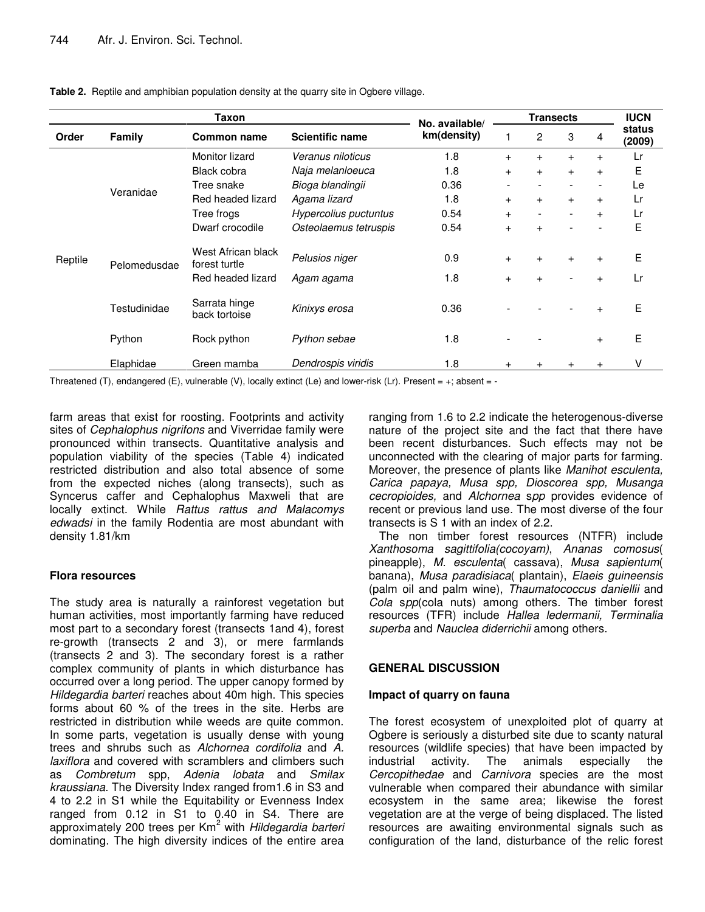**Table 2.** Reptile and amphibian population density at the quarry site in Ogbere village.

| Taxon | | | | No. available/ km(density) | Transects | | | | IUCN status (2009) |
|---|---|---|---|---|---|---|---|---|---|
| Order | Family | Common name | Scientific name | | 1 | 2 | 3 | 4 | |
| Reptile | Veranidae | Monitor lizard | *Veranus niloticus* | 1.8 | + | + | + | + | Lr |
| | | Black cobra | *Naja melanloeuca* | 1.8 | + | + | + | + | E |
| | | Tree snake | *Bioga blandingii* | 0.36 | - | - | - | - | Le |
| | | Red headed lizard | *Agama lizard* | 1.8 | + | + | + | + | Lr |
| | | Tree frogs | *Hypercolius puctuntus* | 0.54 | + | - | - | + | Lr |
| | | Dwarf crocodile | *Osteolaemus tetruspis* | 0.54 | + | + | - | - | E |
| | Pelomedusdae | West African black forest turtle | *Pelusios niger* | 0.9 | + | + | + | + | E |
| | | Red headed lizard | *Agam agama* | 1.8 | + | + | - | + | Lr |
| | Testudinidae | Sarrata hinge back tortoise | *Kinixys erosa* | 0.36 | - | - | - | + | E |
| | Python | Rock python | *Python sebae* | 1.8 | - | - | | + | E |
| | Elaphidae | Green mamba | *Dendrospis viridis* | 1.8 | + | + | + | + | V |

Threatened (T), endangered (E), vulnerable (V), locally extinct (Le) and lower-risk (Lr). Present = +; absent = -

farm areas that exist for roosting. Footprints and activity sites of *Cephalophus nigrifons* and Viverridae family were pronounced within transects. Quantitative analysis and population viability of the species (Table 4) indicated restricted distribution and also total absence of some from the expected niches (along transects), such as Syncerus caffer and Cephalophus Maxweli that are locally extinct. While *Rattus rattus and Malacomys edwadsi* in the family Rodentia are most abundant with density 1.81/km

### Flora resources

The study area is naturally a rainforest vegetation but human activities, most importantly farming have reduced most part to a secondary forest (transects 1and 4), forest re-growth (transects 2 and 3), or mere farmlands (transects 2 and 3). The secondary forest is a rather complex community of plants in which disturbance has occurred over a long period. The upper canopy formed by *Hildegardia barteri* reaches about 40m high. This species forms about 60 % of the trees in the site. Herbs are restricted in distribution while weeds are quite common. In some parts, vegetation is usually dense with young trees and shrubs such as *Alchornea cordifolia* and *A. laxiflora* and covered with scramblers and climbers such as *Combretum* spp, *Adenia lobata* and *Smilax kraussiana.* The Diversity Index ranged from1.6 in S3 and 4 to 2.2 in S1 while the Equitability or Evenness Index ranged from 0.12 in S1 to 0.40 in S4. There are approximately 200 trees per Km$^2$ with *Hildegardia barteri* dominating. The high diversity indices of the entire area ranging from 1.6 to 2.2 indicate the heterogenous-diverse nature of the project site and the fact that there have been recent disturbances. Such effects may not be unconnected with the clearing of major parts for farming. Moreover, the presence of plants like *Manihot esculenta, Carica papaya, Musa spp, Dioscorea spp, Musanga cecropioides,* and *Alchornea* s*pp* provides evidence of recent or previous land use. The most diverse of the four transects is S 1 with an index of 2.2.

The non timber forest resources (NTFR) include *Xanthosoma sagittifolia(cocoyam)*, *Ananas comosus*( pineapple), *M. esculenta*( cassava), *Musa sapientum*( banana), *Musa paradisiaca*( plantain), *Elaeis guineensis* (palm oil and palm wine), *Thaumatococcus daniellii* and *Cola* s*pp*(cola nuts) among others. The timber forest resources (TFR) include *Hallea ledermanii, Terminalia superba* and *Nauclea diderrichii* among others.

## GENERAL DISCUSSION

### Impact of quarry on fauna

The forest ecosystem of unexploited plot of quarry at Ogbere is seriously a disturbed site due to scanty natural resources (wildlife species) that have been impacted by industrial activity. The animals especially the *Cercopithedae* and *Carnivora* species are the most vulnerable when compared their abundance with similar ecosystem in the same area; likewise the forest vegetation are at the verge of being displaced. The listed resources are awaiting environmental signals such as configuration of the land, disturbance of the relic forest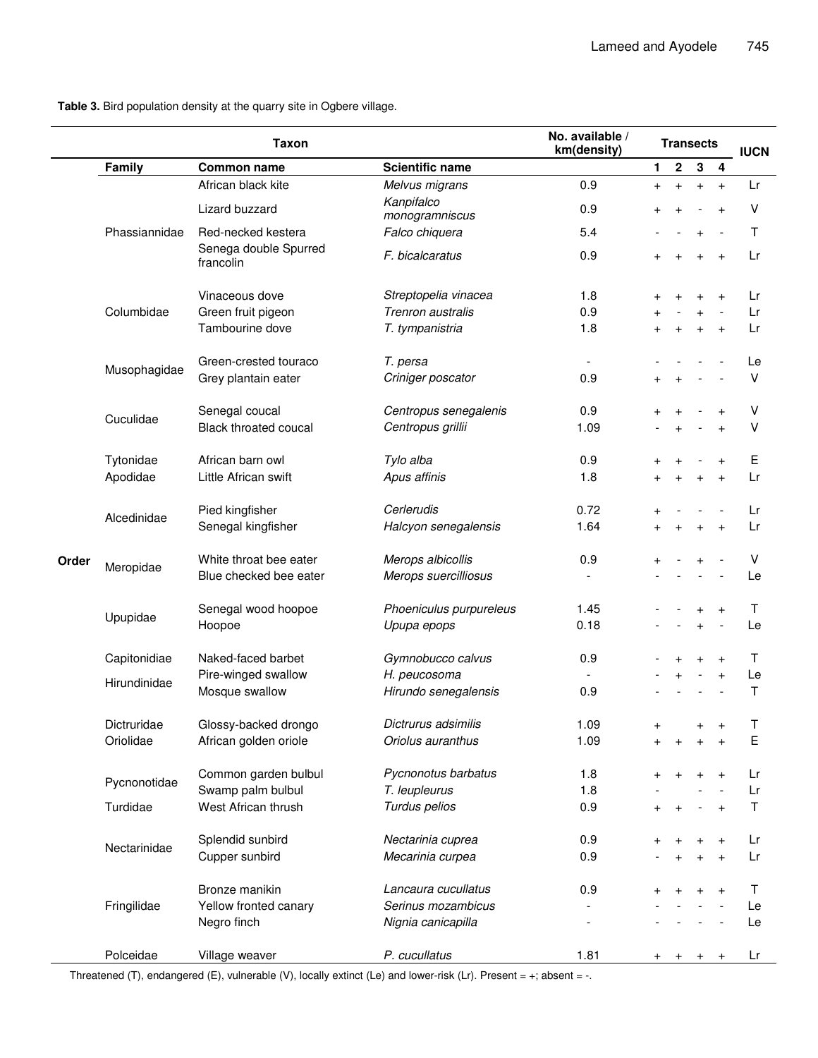**Table 3.** Bird population density at the quarry site in Ogbere village.

| | Taxon | | | No. available / km(density) | Transects | | | | IUCN |
|---|---|---|---|---|---|---|---|---|---|
| | Family | Common name | Scientific name | | 1 | 2 | 3 | 4 | |
| Order | Phassiannidae | African black kite | *Melvus migrans* | 0.9 | + | + | + | + | Lr |
| | | Lizard buzzard | *Kanpifalco monogramniscus* | 0.9 | + | + | - | + | V |
| | | Red-necked kestera | *Falco chiquera* | 5.4 | - | - | + | - | T |
| | | Senega double Spurred francolin | *F. bicalcaratus* | 0.9 | + | + | + | + | Lr |
| | Columbidae | Vinaceous dove | *Streptopelia vinacea* | 1.8 | + | + | + | + | Lr |
| | | Green fruit pigeon | *Trenron australis* | 0.9 | + | - | + | - | Lr |
| | | Tambourine dove | *T. tympanistria* | 1.8 | + | + | + | + | Lr |
| | Musophagidae | Green-crested touraco | *T. persa* | - | - | - | - | - | Le |
| | | Grey plantain eater | *Criniger poscator* | 0.9 | + | + | - | - | V |
| | Cuculidae | Senegal coucal | *Centropus senegalenis* | 0.9 | + | + | - | + | V |
| | | Black throated coucal | *Centropus grillii* | 1.09 | - | + | - | + | V |
| | Tytonidae | African barn owl | *Tylo alba* | 0.9 | + | + | - | + | E |
| | Apodidae | Little African swift | *Apus affinis* | 1.8 | + | + | + | + | Lr |
| | Alcedinidae | Pied kingfisher | *Cerlerudis* | 0.72 | + | - | - | - | Lr |
| | | Senegal kingfisher | *Halcyon senegalensis* | 1.64 | + | + | + | + | Lr |
| | Meropidae | White throat bee eater | *Merops albicollis* | 0.9 | + | - | + | - | V |
| | | Blue checked bee eater | *Merops suercilliosus* | - | - | - | - | - | Le |
| | Upupidae | Senegal wood hoopoe | *Phoeniculus purpureleus* | 1.45 | - | - | + | + | T |
| | | Hoopoe | *Upupa epops* | 0.18 | - | - | + | - | Le |
| | Capitonidiae | Naked-faced barbet | *Gymnobucco calvus* | 0.9 | - | + | + | + | T |
| | Hirundinidae | Pire-winged swallow | *H. peucosoma* | - | - | + | - | + | Le |
| | | Mosque swallow | *Hirundo senegalensis* | 0.9 | - | - | - | - | T |
| | Dictruridae | Glossy-backed drongo | *Dictrurus adsimilis* | 1.09 | + | | + | + | T |
| | Oriolidae | African golden oriole | *Oriolus auranthus* | 1.09 | + | + | + | + | E |
| | Pycnonotidae | Common garden bulbul | *Pycnonotus barbatus* | 1.8 | + | + | + | + | Lr |
| | | Swamp palm bulbul | *T. leupleurus* | 1.8 | - | | - | - | Lr |
| | Turdidae | West African thrush | *Turdus pelios* | 0.9 | + | + | - | + | T |
| | Nectarinidae | Splendid sunbird | *Nectarinia cuprea* | 0.9 | + | + | + | + | Lr |
| | | Cupper sunbird | *Mecarinia curpea* | 0.9 | - | + | + | + | Lr |
| | Fringilidae | Bronze manikin | *Lancaura cucullatus* | 0.9 | + | + | + | + | T |
| | | Yellow fronted canary | *Serinus mozambicus* | - | - | - | - | - | Le |
| | | Negro finch | *Nignia canicapilla* | - | - | - | - | - | Le |
| | Polceidae | Village weaver | *P. cucullatus* | 1.81 | + | + | + | + | Lr |

Threatened (T), endangered (E), vulnerable (V), locally extinct (Le) and lower-risk (Lr). Present = +; absent = -.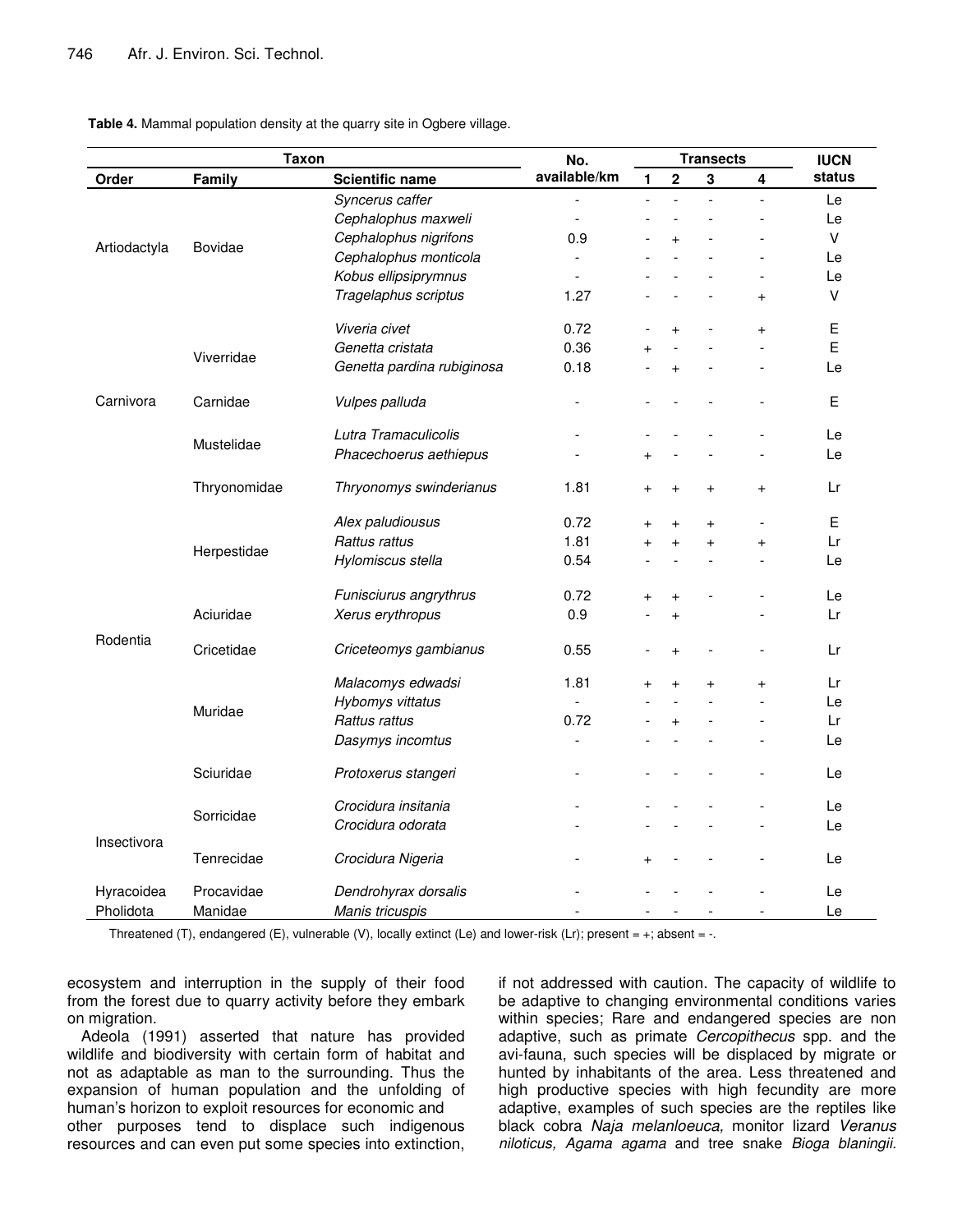**Table 4.** Mammal population density at the quarry site in Ogbere village.

| Taxon | | | No. available/km | Transects | | | | IUCN status |
|---|---|---|---|---|---|---|---|---|
| Order | Family | Scientific name | | 1 | 2 | 3 | 4 | |
| Artiodactyla | Bovidae | *Syncerus caffer* | - | - | - | - | - | Le |
| | | *Cephalophus maxweli* | - | - | - | - | - | Le |
| | | *Cephalophus nigrifons* | 0.9 | - | + | - | - | V |
| | | *Cephalophus monticola* | - | - | - | - | - | Le |
| | | *Kobus ellipsiprymnus* | - | - | - | - | - | Le |
| | | *Tragelaphus scriptus* | 1.27 | - | - | - | + | V |
| Carnivora | Viverridae | *Viveria civet* | 0.72 | - | + | - | + | E |
| | | *Genetta cristata* | 0.36 | + | - | - | - | E |
| | | *Genetta pardina rubiginosa* | 0.18 | - | + | - | - | Le |
| | Carnidae | *Vulpes palluda* | - | - | - | - | - | E |
| | Mustelidae | *Lutra Tramaculicolis* | - | - | - | - | - | Le |
| | | *Phacechoerus aethiepus* | - | + | - | - | - | Le |
| Rodentia | Thryonomidae | *Thryonomys swinderianus* | 1.81 | + | + | + | + | Lr |
| | Herpestidae | *Alex paludiousus* | 0.72 | + | + | + | - | E |
| | | *Rattus rattus* | 1.81 | + | + | + | + | Lr |
| | | *Hylomiscus stella* | 0.54 | - | - | - | - | Le |
| | Aciuridae | *Funisciurus angrythrus* | 0.72 | + | + | - | - | Le |
| | | *Xerus erythropus* | 0.9 | - | + | | - | Lr |
| | Cricetidae | *Criceteomys gambianus* | 0.55 | - | + | - | - | Lr |
| | Muridae | *Malacomys edwadsi* | 1.81 | + | + | + | + | Lr |
| | | *Hybomys vittatus* | - | - | - | - | - | Le |
| | | *Rattus rattus* | 0.72 | - | + | - | - | Lr |
| | | *Dasymys incomtus* | - | - | - | - | - | Le |
| | Sciuridae | *Protoxerus stangeri* | - | - | - | - | - | Le |
| Insectivora | Sorricidae | *Crocidura insitania* | - | - | - | - | - | Le |
| | | *Crocidura odorata* | - | - | - | - | - | Le |
| | Tenrecidae | *Crocidura Nigeria* | - | + | - | - | - | Le |
| Hyracoidea | Procavidae | *Dendrohyrax dorsalis* | - | - | - | - | - | Le |
| Pholidota | Manidae | *Manis tricuspis* | - | - | - | - | - | Le |

Threatened (T), endangered (E), vulnerable (V), locally extinct (Le) and lower-risk (Lr); present = +; absent = -.

ecosystem and interruption in the supply of their food from the forest due to quarry activity before they embark on migration.

Adeola (1991) asserted that nature has provided wildlife and biodiversity with certain form of habitat and not as adaptable as man to the surrounding. Thus the expansion of human population and the unfolding of human's horizon to exploit resources for economic and other purposes tend to displace such indigenous resources and can even put some species into extinction, if not addressed with caution. The capacity of wildlife to be adaptive to changing environmental conditions varies within species; Rare and endangered species are non adaptive, such as primate *Cercopithecus* spp. and the avi-fauna, such species will be displaced by migrate or hunted by inhabitants of the area. Less threatened and high productive species with high fecundity are more adaptive, examples of such species are the reptiles like black cobra *Naja melanloeuca,* monitor lizard *Veranus niloticus, Agama agama* and tree snake *Bioga blaningii.*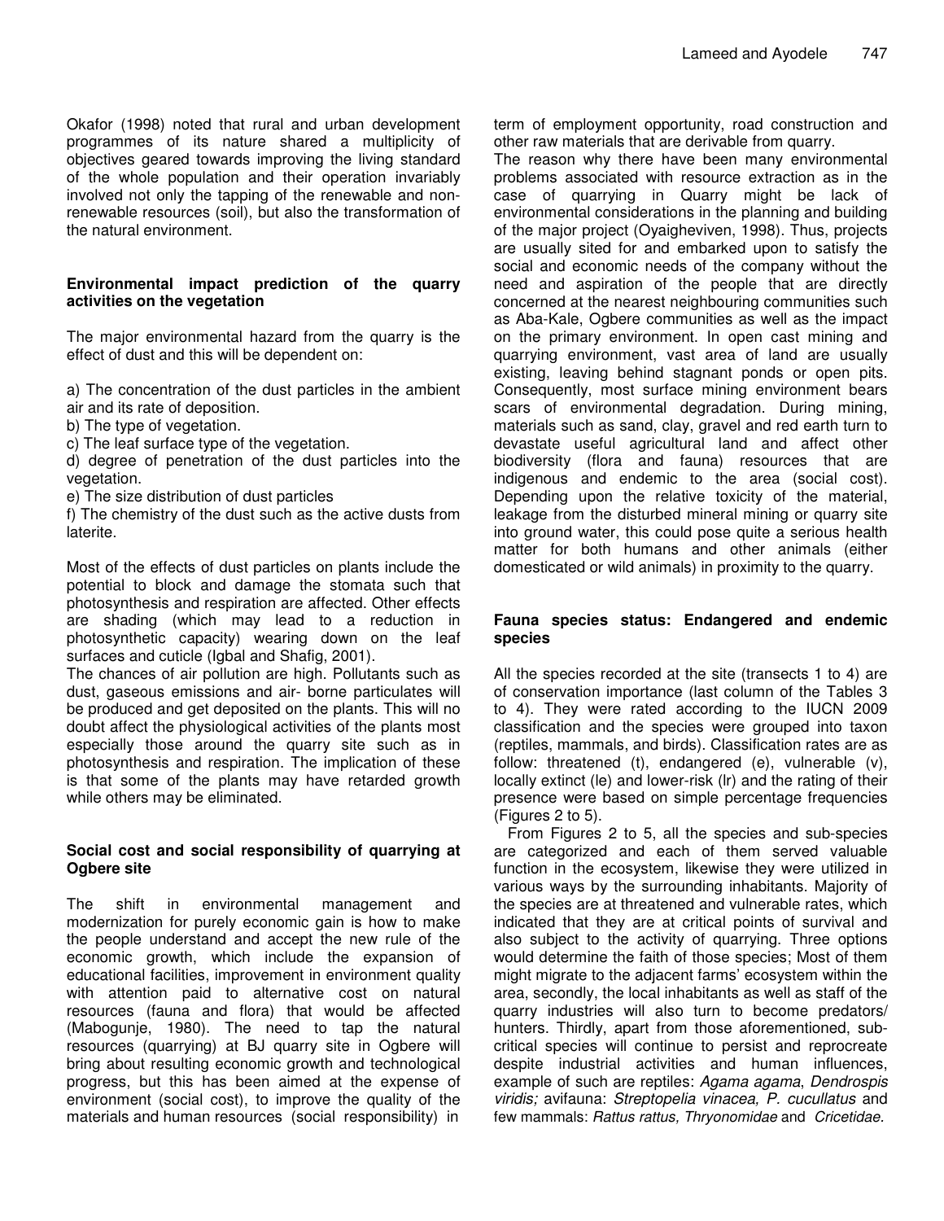Okafor (1998) noted that rural and urban development programmes of its nature shared a multiplicity of objectives geared towards improving the living standard of the whole population and their operation invariably involved not only the tapping of the renewable and non-renewable resources (soil), but also the transformation of the natural environment.

### Environmental impact prediction of the quarry activities on the vegetation

The major environmental hazard from the quarry is the effect of dust and this will be dependent on:

a) The concentration of the dust particles in the ambient air and its rate of deposition.
b) The type of vegetation.
c) The leaf surface type of the vegetation.
d) degree of penetration of the dust particles into the vegetation.
e) The size distribution of dust particles
f) The chemistry of the dust such as the active dusts from laterite.

Most of the effects of dust particles on plants include the potential to block and damage the stomata such that photosynthesis and respiration are affected. Other effects are shading (which may lead to a reduction in photosynthetic capacity) wearing down on the leaf surfaces and cuticle (Igbal and Shafig, 2001).

The chances of air pollution are high. Pollutants such as dust, gaseous emissions and air- borne particulates will be produced and get deposited on the plants. This will no doubt affect the physiological activities of the plants most especially those around the quarry site such as in photosynthesis and respiration. The implication of these is that some of the plants may have retarded growth while others may be eliminated.

### Social cost and social responsibility of quarrying at Ogbere site

The shift in environmental management and modernization for purely economic gain is how to make the people understand and accept the new rule of the economic growth, which include the expansion of educational facilities, improvement in environment quality with attention paid to alternative cost on natural resources (fauna and flora) that would be affected (Mabogunje, 1980). The need to tap the natural resources (quarrying) at BJ quarry site in Ogbere will bring about resulting economic growth and technological progress, but this has been aimed at the expense of environment (social cost), to improve the quality of the materials and human resources (social responsibility) in term of employment opportunity, road construction and other raw materials that are derivable from quarry.

The reason why there have been many environmental problems associated with resource extraction as in the case of quarrying in Quarry might be lack of environmental considerations in the planning and building of the major project (Oyaigheviven, 1998). Thus, projects are usually sited for and embarked upon to satisfy the social and economic needs of the company without the need and aspiration of the people that are directly concerned at the nearest neighbouring communities such as Aba-Kale, Ogbere communities as well as the impact on the primary environment. In open cast mining and quarrying environment, vast area of land are usually existing, leaving behind stagnant ponds or open pits. Consequently, most surface mining environment bears scars of environmental degradation. During mining, materials such as sand, clay, gravel and red earth turn to devastate useful agricultural land and affect other biodiversity (flora and fauna) resources that are indigenous and endemic to the area (social cost). Depending upon the relative toxicity of the material, leakage from the disturbed mineral mining or quarry site into ground water, this could pose quite a serious health matter for both humans and other animals (either domesticated or wild animals) in proximity to the quarry.

### Fauna species status: Endangered and endemic species

All the species recorded at the site (transects 1 to 4) are of conservation importance (last column of the Tables 3 to 4). They were rated according to the IUCN 2009 classification and the species were grouped into taxon (reptiles, mammals, and birds). Classification rates are as follow: threatened (t), endangered (e), vulnerable (v), locally extinct (le) and lower-risk (lr) and the rating of their presence were based on simple percentage frequencies (Figures 2 to 5).

From Figures 2 to 5, all the species and sub-species are categorized and each of them served valuable function in the ecosystem, likewise they were utilized in various ways by the surrounding inhabitants. Majority of the species are at threatened and vulnerable rates, which indicated that they are at critical points of survival and also subject to the activity of quarrying. Three options would determine the faith of those species; Most of them might migrate to the adjacent farms' ecosystem within the area, secondly, the local inhabitants as well as staff of the quarry industries will also turn to become predators/ hunters. Thirdly, apart from those aforementioned, sub-critical species will continue to persist and reprocreate despite industrial activities and human influences, example of such are reptiles: *Agama agama*, *Dendrospis viridis;* avifauna: *Streptopelia vinacea, P. cucullatus* and few mammals: *Rattus rattus, Thryonomidae* and *Cricetidae.*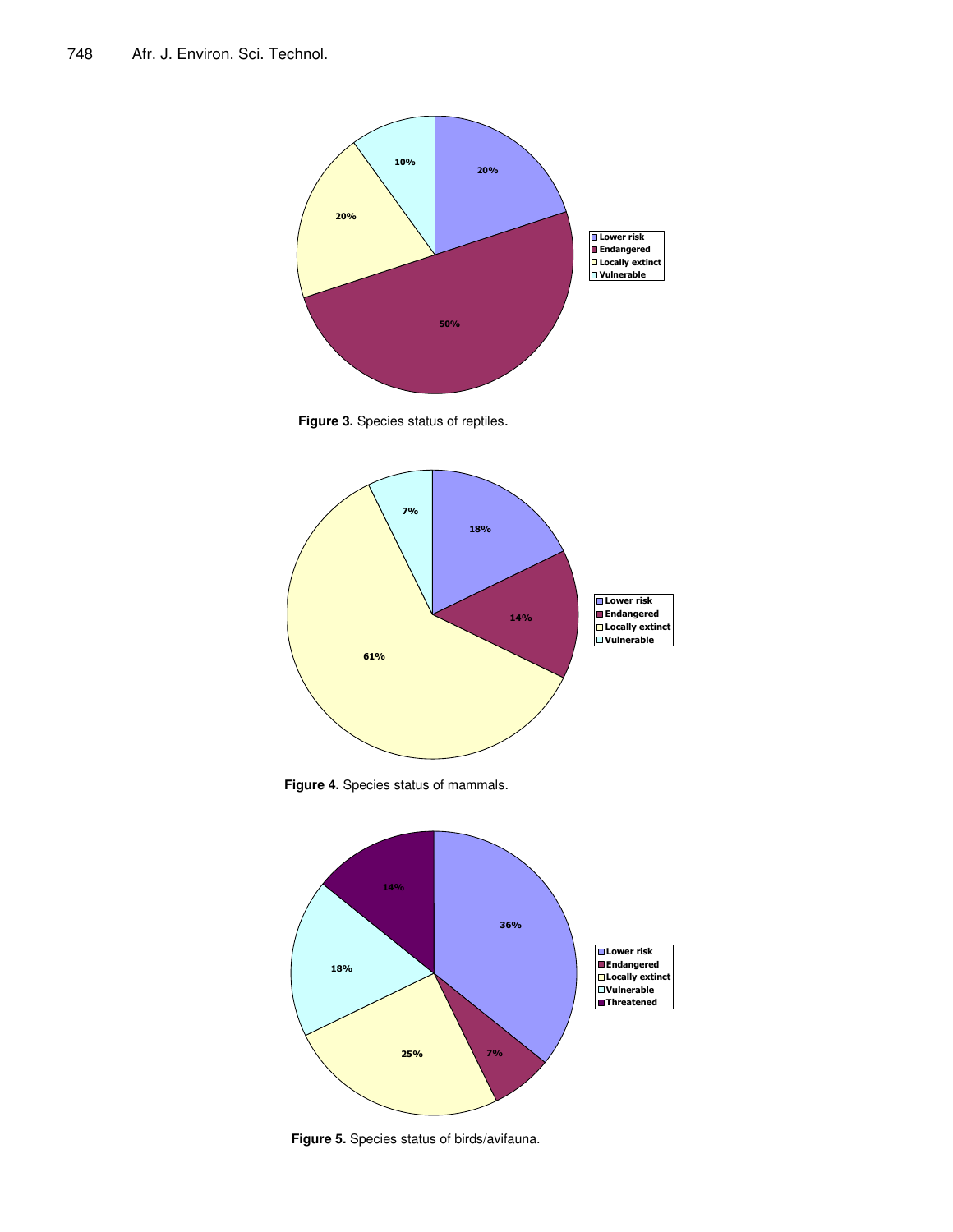Figure 3. Species status of reptiles.

Figure 4. Species status of mammals.

Figure 5. Species status of birds/avifauna.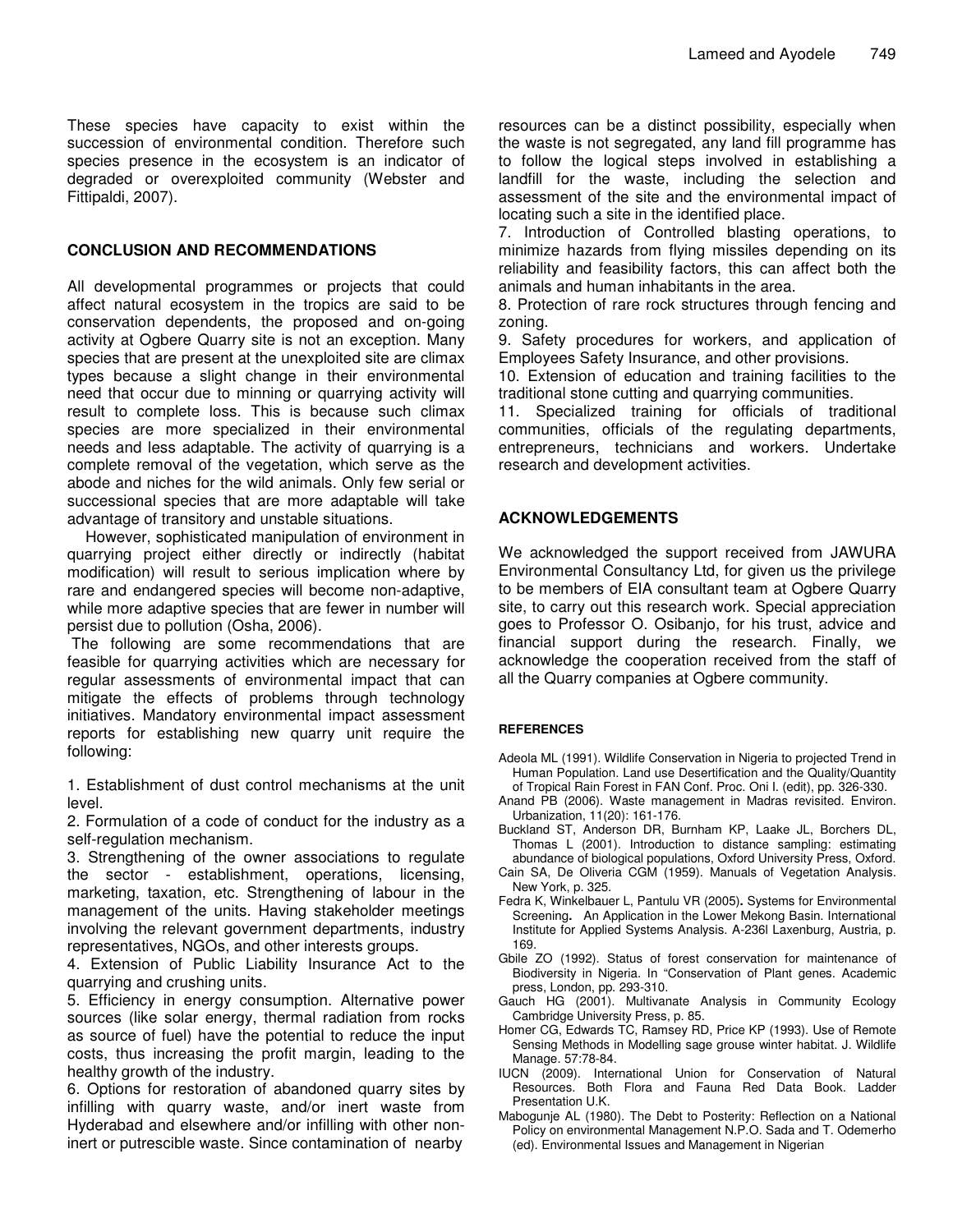These species have capacity to exist within the succession of environmental condition. Therefore such species presence in the ecosystem is an indicator of degraded or overexploited community (Webster and Fittipaldi, 2007).

## CONCLUSION AND RECOMMENDATIONS

All developmental programmes or projects that could affect natural ecosystem in the tropics are said to be conservation dependents, the proposed and on-going activity at Ogbere Quarry site is not an exception. Many species that are present at the unexploited site are climax types because a slight change in their environmental need that occur due to minning or quarrying activity will result to complete loss. This is because such climax species are more specialized in their environmental needs and less adaptable. The activity of quarrying is a complete removal of the vegetation, which serve as the abode and niches for the wild animals. Only few serial or successional species that are more adaptable will take advantage of transitory and unstable situations.

However, sophisticated manipulation of environment in quarrying project either directly or indirectly (habitat modification) will result to serious implication where by rare and endangered species will become non-adaptive, while more adaptive species that are fewer in number will persist due to pollution (Osha, 2006).

The following are some recommendations that are feasible for quarrying activities which are necessary for regular assessments of environmental impact that can mitigate the effects of problems through technology initiatives. Mandatory environmental impact assessment reports for establishing new quarry unit require the following:

1. Establishment of dust control mechanisms at the unit level.
2. Formulation of a code of conduct for the industry as a self-regulation mechanism.
3. Strengthening of the owner associations to regulate the sector - establishment, operations, licensing, marketing, taxation, etc. Strengthening of labour in the management of the units. Having stakeholder meetings involving the relevant government departments, industry representatives, NGOs, and other interests groups.
4. Extension of Public Liability Insurance Act to the quarrying and crushing units.
5. Efficiency in energy consumption. Alternative power sources (like solar energy, thermal radiation from rocks as source of fuel) have the potential to reduce the input costs, thus increasing the profit margin, leading to the healthy growth of the industry.
6. Options for restoration of abandoned quarry sites by infilling with quarry waste, and/or inert waste from Hyderabad and elsewhere and/or infilling with other non-inert or putrescible waste. Since contamination of nearby resources can be a distinct possibility, especially when the waste is not segregated, any land fill programme has to follow the logical steps involved in establishing a landfill for the waste, including the selection and assessment of the site and the environmental impact of locating such a site in the identified place.
7. Introduction of Controlled blasting operations, to minimize hazards from flying missiles depending on its reliability and feasibility factors, this can affect both the animals and human inhabitants in the area.
8. Protection of rare rock structures through fencing and zoning.
9. Safety procedures for workers, and application of Employees Safety Insurance, and other provisions.
10. Extension of education and training facilities to the traditional stone cutting and quarrying communities.
11. Specialized training for officials of traditional communities, officials of the regulating departments, entrepreneurs, technicians and workers. Undertake research and development activities.

## ACKNOWLEDGEMENTS

We acknowledged the support received from JAWURA Environmental Consultancy Ltd, for given us the privilege to be members of EIA consultant team at Ogbere Quarry site, to carry out this research work. Special appreciation goes to Professor O. Osibanjo, for his trust, advice and financial support during the research. Finally, we acknowledge the cooperation received from the staff of all the Quarry companies at Ogbere community.

## REFERENCES

Adeola ML (1991). Wildlife Conservation in Nigeria to projected Trend in Human Population. Land use Desertification and the Quality/Quantity of Tropical Rain Forest in FAN Conf. Proc. Oni I. (edit), pp. 326-330.

Anand PB (2006). Waste management in Madras revisited. Environ. Urbanization, 11(20): 161-176.

Buckland ST, Anderson DR, Burnham KP, Laake JL, Borchers DL, Thomas L (2001). Introduction to distance sampling: estimating abundance of biological populations, Oxford University Press, Oxford.

Cain SA, De Oliveria CGM (1959). Manuals of Vegetation Analysis. New York, p. 325.

Fedra K, Winkelbauer L, Pantulu VR (2005). Systems for Environmental Screening. An Application in the Lower Mekong Basin. International Institute for Applied Systems Analysis. A-236l Laxenburg, Austria, p. 169.

Gbile ZO (1992). Status of forest conservation for maintenance of Biodiversity in Nigeria. In "Conservation of Plant genes. Academic press, London, pp. 293-310.

Gauch HG (2001). Multivanate Analysis in Community Ecology Cambridge University Press, p. 85.

Homer CG, Edwards TC, Ramsey RD, Price KP (1993). Use of Remote Sensing Methods in Modelling sage grouse winter habitat. J. Wildlife Manage. 57:78-84.

IUCN (2009). International Union for Conservation of Natural Resources. Both Flora and Fauna Red Data Book. Ladder Presentation U.K.

Mabogunje AL (1980). The Debt to Posterity: Reflection on a National Policy on environmental Management N.P.O. Sada and T. Odemerho (ed). Environmental Issues and Management in Nigerian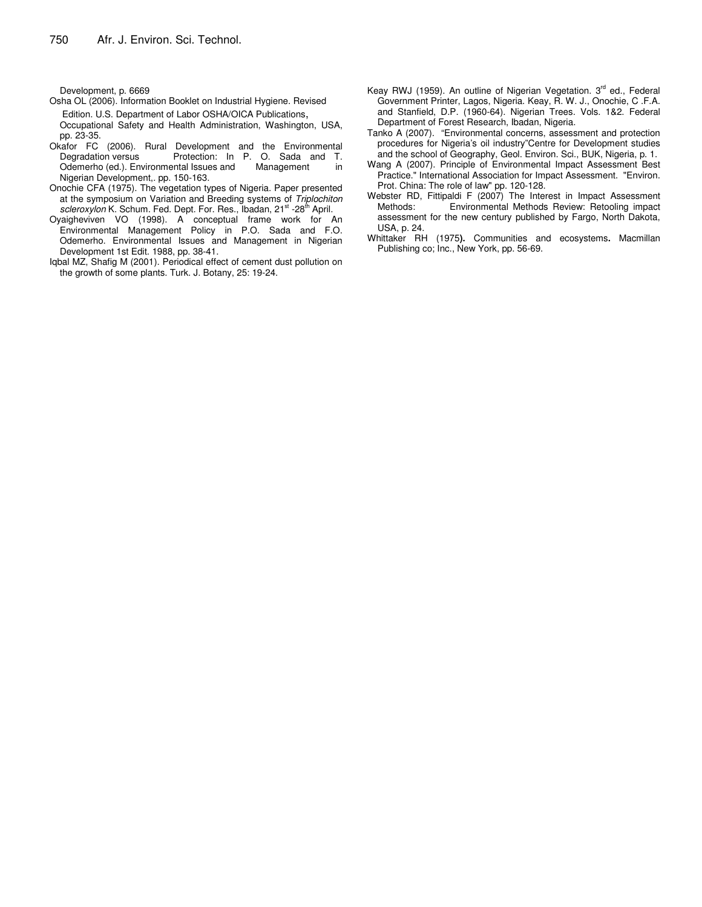Development, p. 6669

Osha OL (2006). Information Booklet on Industrial Hygiene. Revised Edition. U.S. Department of Labor OSHA/OICA Publications, Occupational Safety and Health Administration, Washington, USA, pp. 23-35.

Okafor FC (2006). Rural Development and the Environmental Degradation versus Protection: In P. O. Sada and T. Odemerho (ed.). Environmental Issues and Management in Nigerian Development,. pp. 150-163.

Onochie CFA (1975). The vegetation types of Nigeria. Paper presented at the symposium on Variation and Breeding systems of *Triplochiton scleroxylon* K. Schum. Fed. Dept. For. Res., Ibadan, 21st -28th April.

Oyaigheviven VO (1998). A conceptual frame work for An Environmental Management Policy in P.O. Sada and F.O. Odemerho. Environmental Issues and Management in Nigerian Development 1st Edit. 1988, pp. 38-41.

Iqbal MZ, Shafig M (2001). Periodical effect of cement dust pollution on the growth of some plants. Turk. J. Botany, 25: 19-24.

Keay RWJ (1959). An outline of Nigerian Vegetation. 3rd ed., Federal Government Printer, Lagos, Nigeria. Keay, R. W. J., Onochie, C .F.A. and Stanfield, D.P. (1960-64). Nigerian Trees. Vols. 1&2. Federal Department of Forest Research, Ibadan, Nigeria.

Tanko A (2007). "Environmental concerns, assessment and protection procedures for Nigeria's oil industry"Centre for Development studies and the school of Geography, Geol. Environ. Sci., BUK, Nigeria, p. 1.

Wang A (2007). Principle of Environmental Impact Assessment Best Practice." International Association for Impact Assessment. "Environ. Prot. China: The role of law" pp. 120-128.

Webster RD, Fittipaldi F (2007) The Interest in Impact Assessment Methods: Environmental Methods Review: Retooling impact assessment for the new century published by Fargo, North Dakota, USA, p. 24.

Whittaker RH (1975). Communities and ecosystems. Macmillan Publishing co; Inc., New York, pp. 56-69.